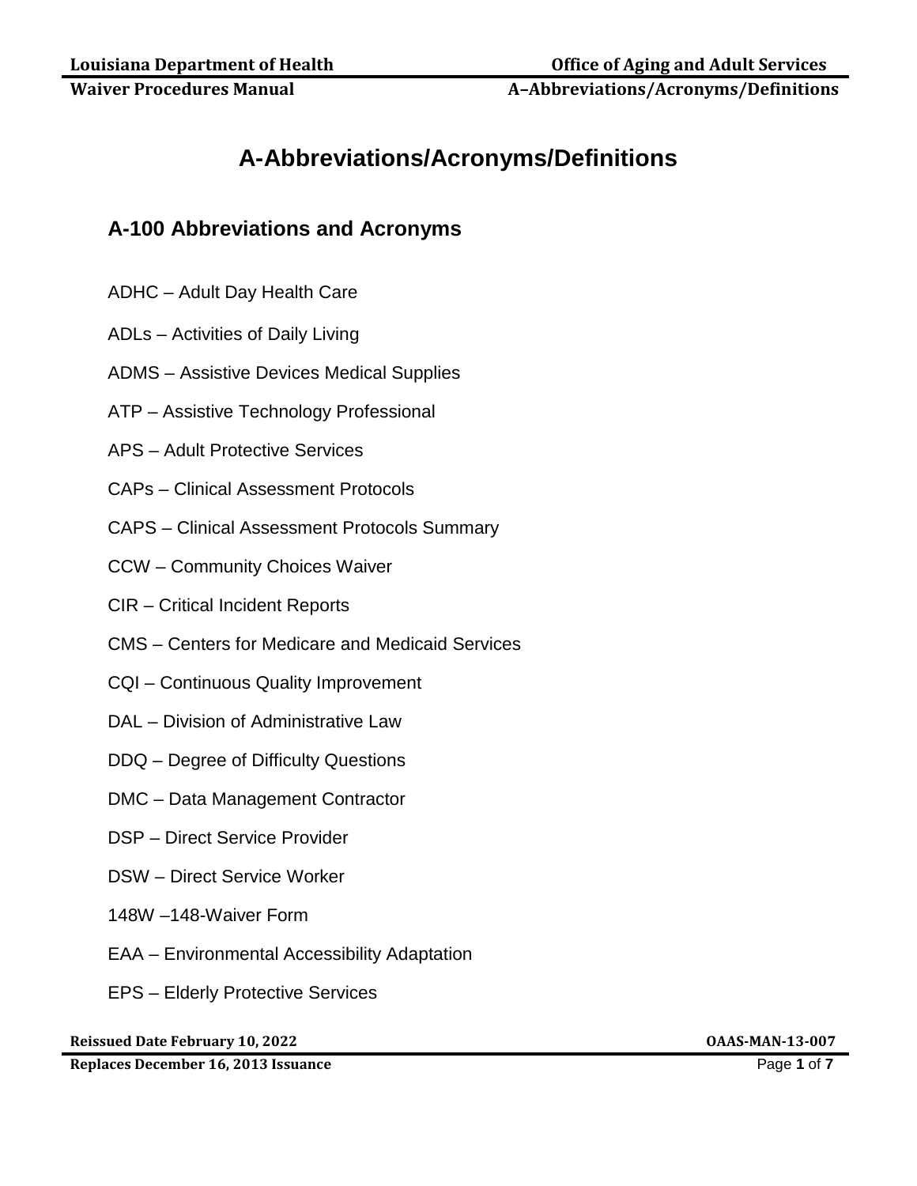# A-Abbreviations/Acronyms/Definitions

## A-100 Abbreviations and Acronyms

ADHC – Adult Day Health Care

ADLs – Activities of Daily Living

ADMS – Assistive Devices Medical Supplies

ATP – Assistive Technology Professional

APS – Adult Protective Services

CAPs – Clinical Assessment Protocols

CAPS – Clinical Assessment Protocols Summary

CCW – Community Choices Waiver

CIR – Critical Incident Reports

CMS – Centers for Medicare and Medicaid Services

CQI – Continuous Quality Improvement

DAL – Division of Administrative Law

DDQ – Degree of Difficulty Questions

DMC – Data Management Contractor

DSP – Direct Service Provider

DSW – Direct Service Worker

148W –148-Waiver Form

EAA – Environmental Accessibility Adaptation

EPS – Elderly Protective Services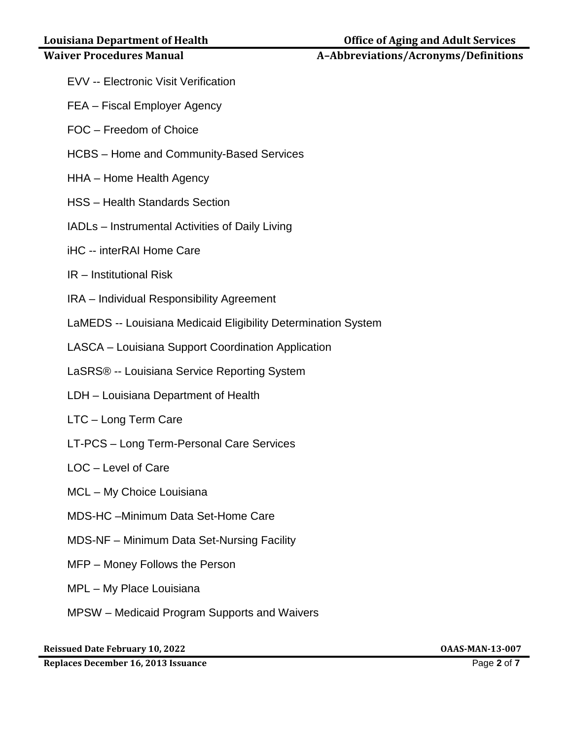EVV -- Electronic Visit Verification

FEA – Fiscal Employer Agency

FOC – Freedom of Choice

HCBS – Home and Community-Based Services

HHA – Home Health Agency

HSS – Health Standards Section

IADLs – Instrumental Activities of Daily Living

iHC -- interRAI Home Care

IR – Institutional Risk

IRA – Individual Responsibility Agreement

LaMEDS -- Louisiana Medicaid Eligibility Determination System

LASCA – Louisiana Support Coordination Application

LaSRS® -- Louisiana Service Reporting System

LDH – Louisiana Department of Health

LTC – Long Term Care

LT-PCS – Long Term-Personal Care Services

LOC – Level of Care

MCL – My Choice Louisiana

MDS-HC –Minimum Data Set-Home Care

MDS-NF – Minimum Data Set-Nursing Facility

MFP – Money Follows the Person

MPL – My Place Louisiana

MPSW – Medicaid Program Supports and Waivers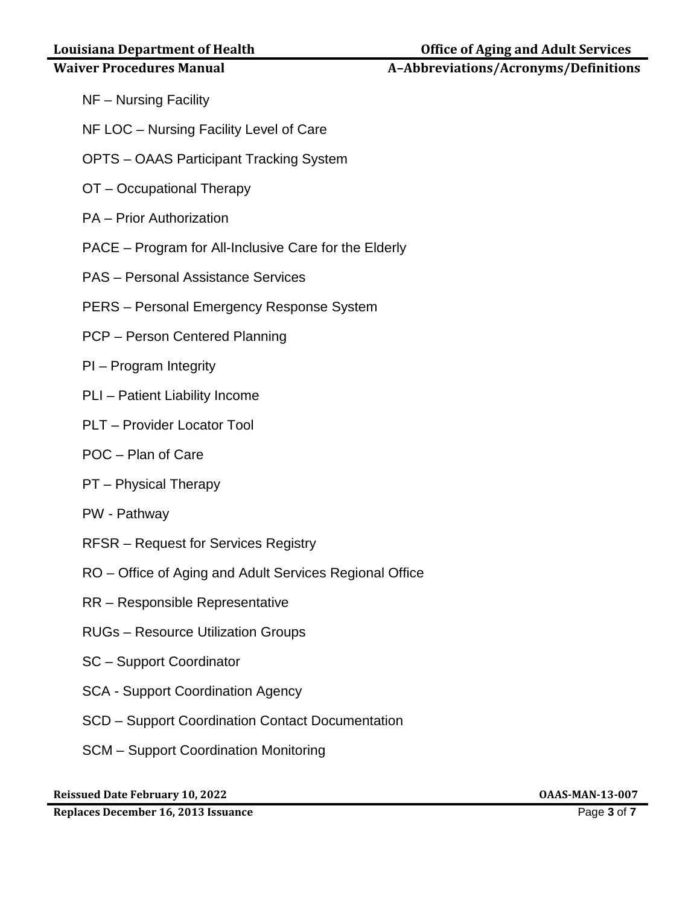NF – Nursing Facility

NF LOC – Nursing Facility Level of Care

OPTS – OAAS Participant Tracking System

OT – Occupational Therapy

PA – Prior Authorization

PACE – Program for All-Inclusive Care for the Elderly

PAS – Personal Assistance Services

PERS – Personal Emergency Response System

PCP – Person Centered Planning

PI – Program Integrity

PLI – Patient Liability Income

PLT – Provider Locator Tool

POC – Plan of Care

PT – Physical Therapy

PW - Pathway

RFSR – Request for Services Registry

RO – Office of Aging and Adult Services Regional Office

RR – Responsible Representative

RUGs – Resource Utilization Groups

SC – Support Coordinator

SCA - Support Coordination Agency

SCD – Support Coordination Contact Documentation

SCM – Support Coordination Monitoring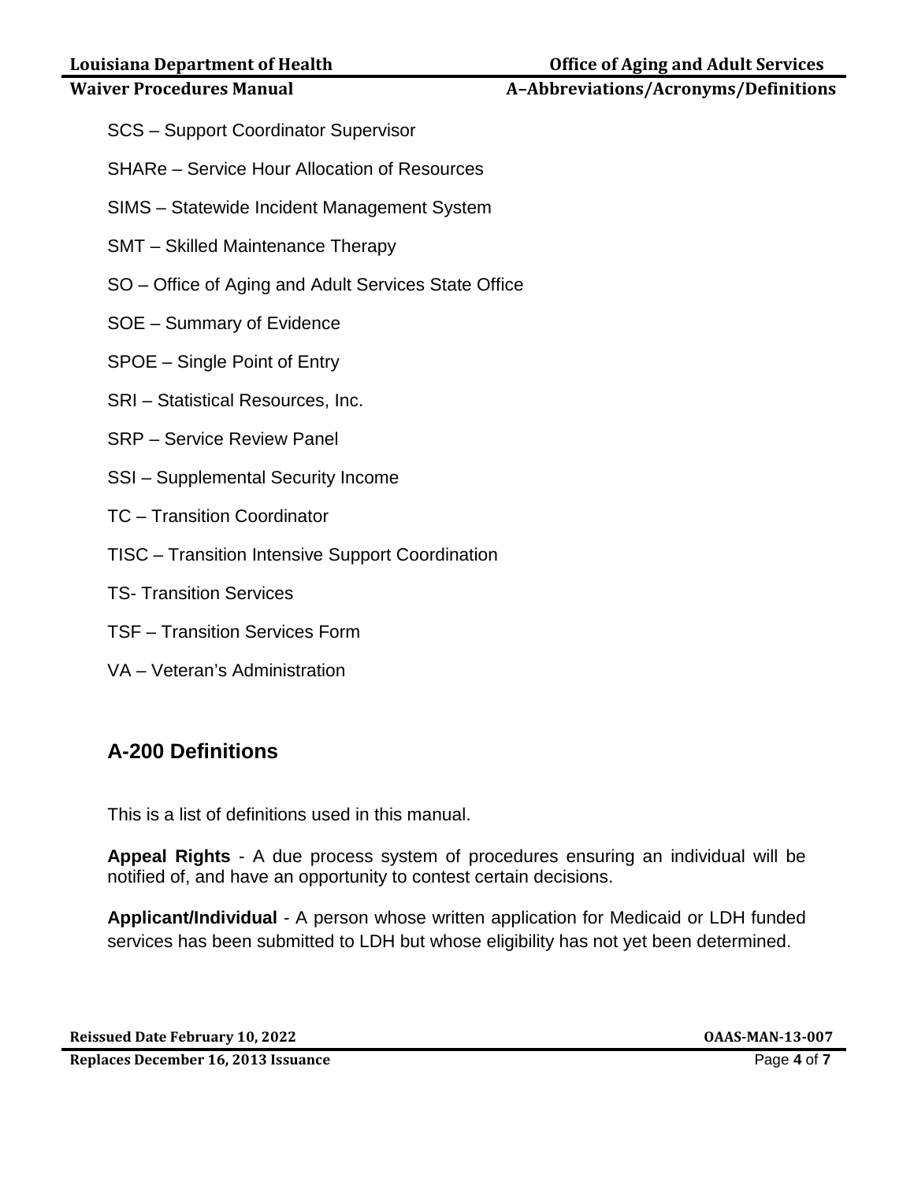SCS – Support Coordinator Supervisor

SHARe – Service Hour Allocation of Resources

SIMS – Statewide Incident Management System

SMT – Skilled Maintenance Therapy

SO – Office of Aging and Adult Services State Office

SOE – Summary of Evidence

SPOE – Single Point of Entry

SRI – Statistical Resources, Inc.

SRP – Service Review Panel

SSI – Supplemental Security Income

TC – Transition Coordinator

TISC – Transition Intensive Support Coordination

TS- Transition Services

TSF – Transition Services Form

VA – Veteran's Administration

## A-200 Definitions

This is a list of definitions used in this manual.

**Appeal Rights** - A due process system of procedures ensuring an individual will be notified of, and have an opportunity to contest certain decisions.

**Applicant/Individual** - A person whose written application for Medicaid or LDH funded services has been submitted to LDH but whose eligibility has not yet been determined.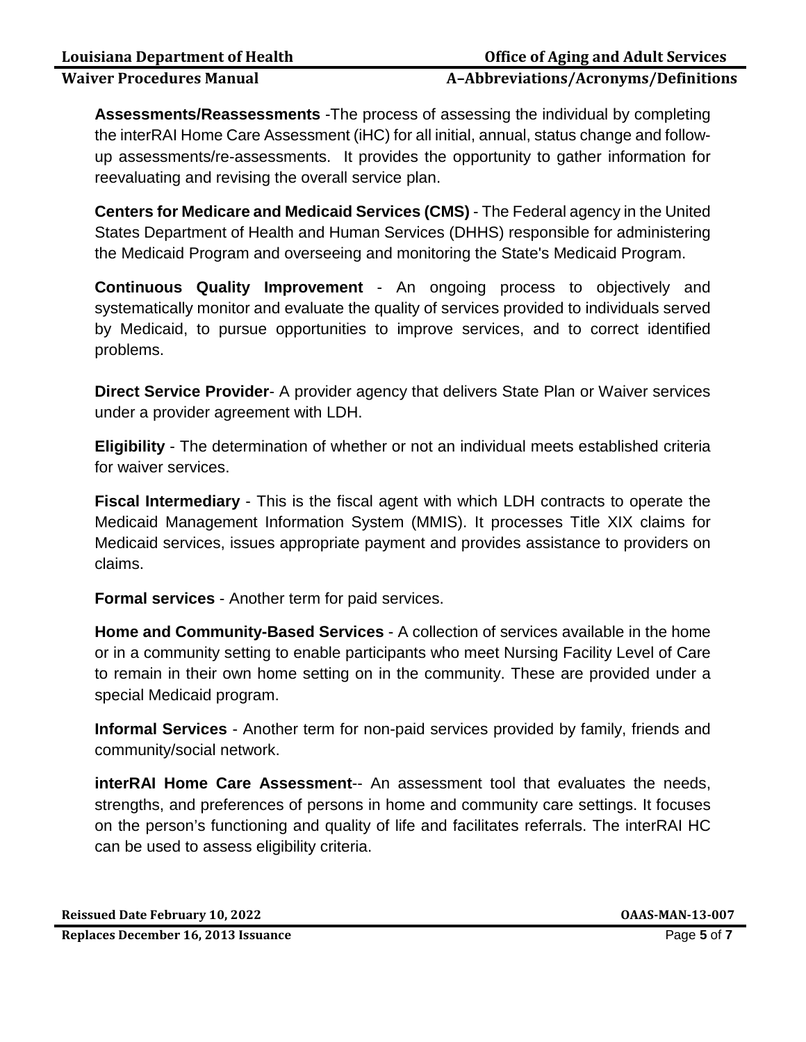**Assessments/Reassessments** -The process of assessing the individual by completing the interRAI Home Care Assessment (iHC) for all initial, annual, status change and follow-up assessments/re-assessments. It provides the opportunity to gather information for reevaluating and revising the overall service plan.

**Centers for Medicare and Medicaid Services (CMS)** - The Federal agency in the United States Department of Health and Human Services (DHHS) responsible for administering the Medicaid Program and overseeing and monitoring the State's Medicaid Program.

**Continuous Quality Improvement** - An ongoing process to objectively and systematically monitor and evaluate the quality of services provided to individuals served by Medicaid, to pursue opportunities to improve services, and to correct identified problems.

**Direct Service Provider**- A provider agency that delivers State Plan or Waiver services under a provider agreement with LDH.

**Eligibility** - The determination of whether or not an individual meets established criteria for waiver services.

**Fiscal Intermediary** - This is the fiscal agent with which LDH contracts to operate the Medicaid Management Information System (MMIS). It processes Title XIX claims for Medicaid services, issues appropriate payment and provides assistance to providers on claims.

**Formal services** - Another term for paid services.

**Home and Community-Based Services** - A collection of services available in the home or in a community setting to enable participants who meet Nursing Facility Level of Care to remain in their own home setting on in the community. These are provided under a special Medicaid program.

**Informal Services** - Another term for non-paid services provided by family, friends and community/social network.

**interRAI Home Care Assessment**-- An assessment tool that evaluates the needs, strengths, and preferences of persons in home and community care settings. It focuses on the person's functioning and quality of life and facilitates referrals. The interRAI HC can be used to assess eligibility criteria.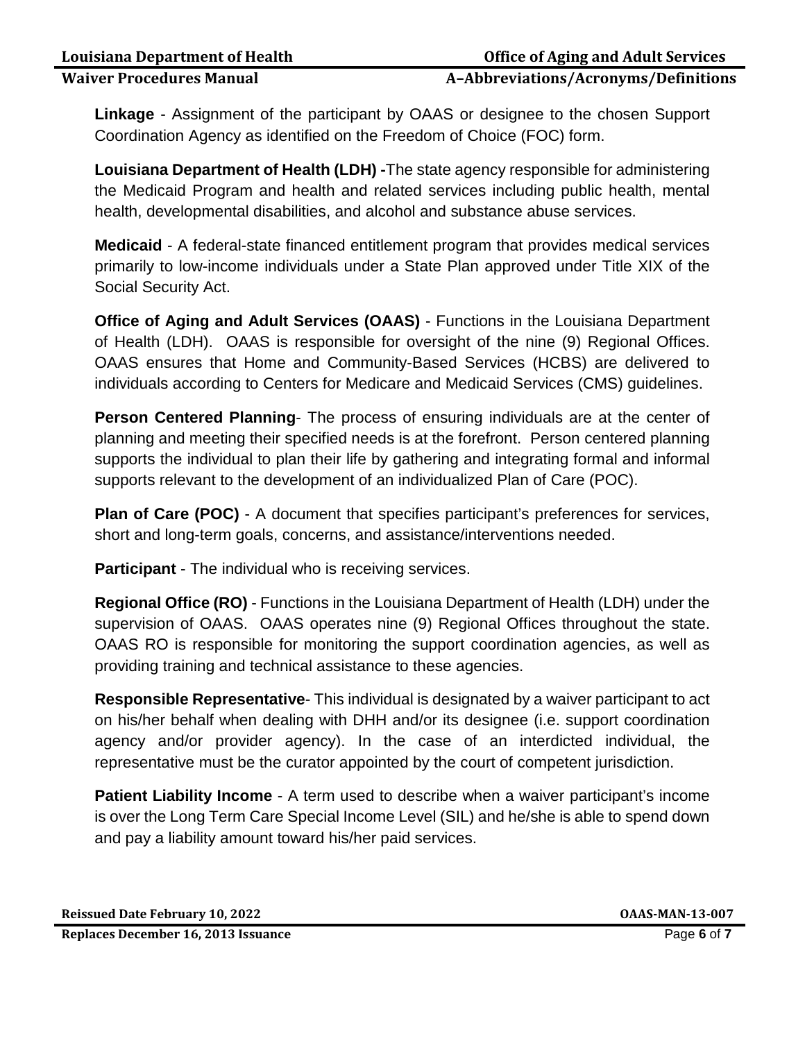**Linkage** - Assignment of the participant by OAAS or designee to the chosen Support Coordination Agency as identified on the Freedom of Choice (FOC) form.

**Louisiana Department of Health (LDH) -**The state agency responsible for administering the Medicaid Program and health and related services including public health, mental health, developmental disabilities, and alcohol and substance abuse services.

**Medicaid** - A federal-state financed entitlement program that provides medical services primarily to low-income individuals under a State Plan approved under Title XIX of the Social Security Act.

**Office of Aging and Adult Services (OAAS)** - Functions in the Louisiana Department of Health (LDH). OAAS is responsible for oversight of the nine (9) Regional Offices. OAAS ensures that Home and Community-Based Services (HCBS) are delivered to individuals according to Centers for Medicare and Medicaid Services (CMS) guidelines.

**Person Centered Planning**- The process of ensuring individuals are at the center of planning and meeting their specified needs is at the forefront. Person centered planning supports the individual to plan their life by gathering and integrating formal and informal supports relevant to the development of an individualized Plan of Care (POC).

**Plan of Care (POC)** - A document that specifies participant's preferences for services, short and long-term goals, concerns, and assistance/interventions needed.

**Participant** - The individual who is receiving services.

**Regional Office (RO)** - Functions in the Louisiana Department of Health (LDH) under the supervision of OAAS. OAAS operates nine (9) Regional Offices throughout the state. OAAS RO is responsible for monitoring the support coordination agencies, as well as providing training and technical assistance to these agencies.

**Responsible Representative**- This individual is designated by a waiver participant to act on his/her behalf when dealing with DHH and/or its designee (i.e. support coordination agency and/or provider agency). In the case of an interdicted individual, the representative must be the curator appointed by the court of competent jurisdiction.

**Patient Liability Income** - A term used to describe when a waiver participant's income is over the Long Term Care Special Income Level (SIL) and he/she is able to spend down and pay a liability amount toward his/her paid services.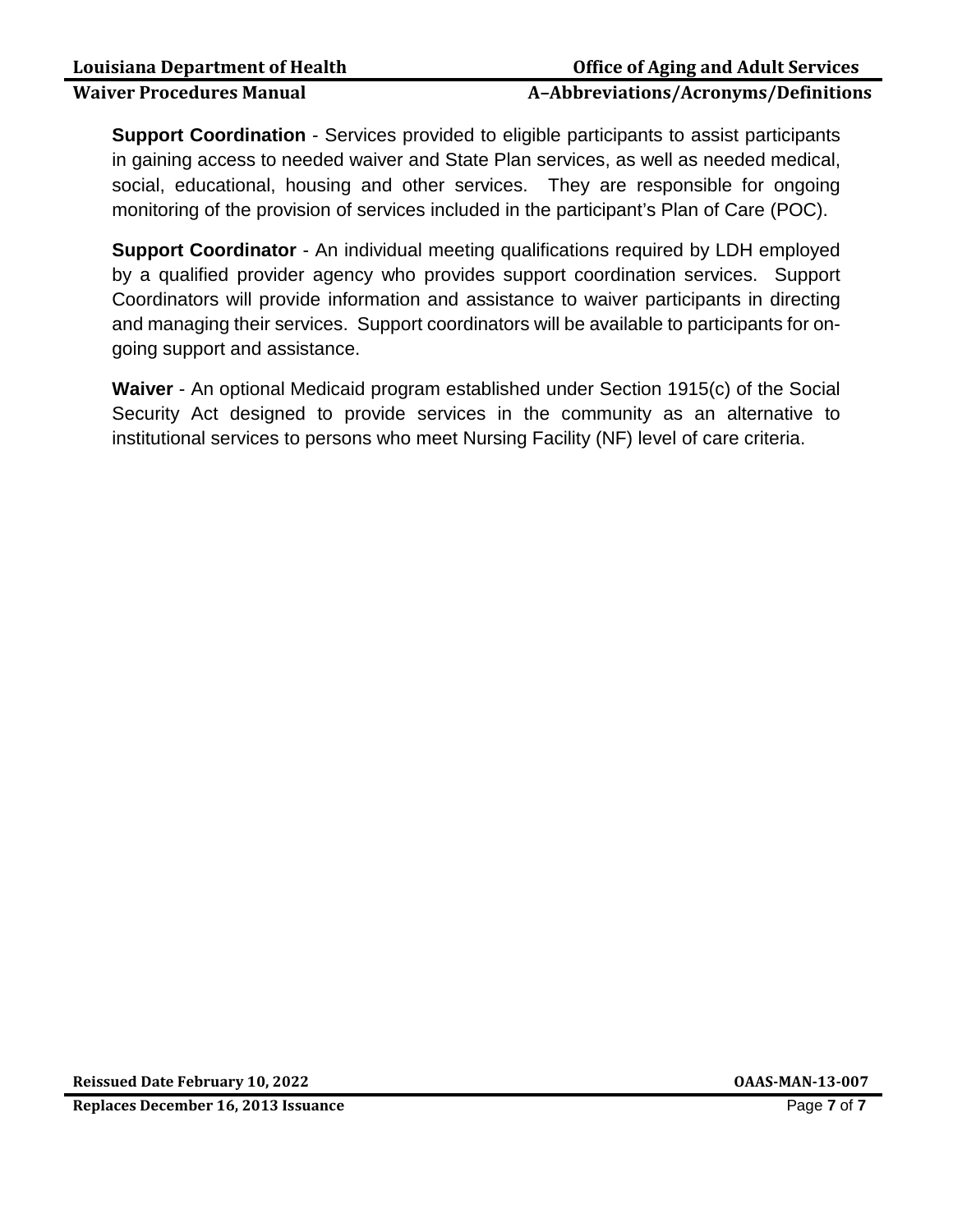**Support Coordination** - Services provided to eligible participants to assist participants in gaining access to needed waiver and State Plan services, as well as needed medical, social, educational, housing and other services. They are responsible for ongoing monitoring of the provision of services included in the participant's Plan of Care (POC).

**Support Coordinator** - An individual meeting qualifications required by LDH employed by a qualified provider agency who provides support coordination services. Support Coordinators will provide information and assistance to waiver participants in directing and managing their services. Support coordinators will be available to participants for on-going support and assistance.

**Waiver** - An optional Medicaid program established under Section 1915(c) of the Social Security Act designed to provide services in the community as an alternative to institutional services to persons who meet Nursing Facility (NF) level of care criteria.